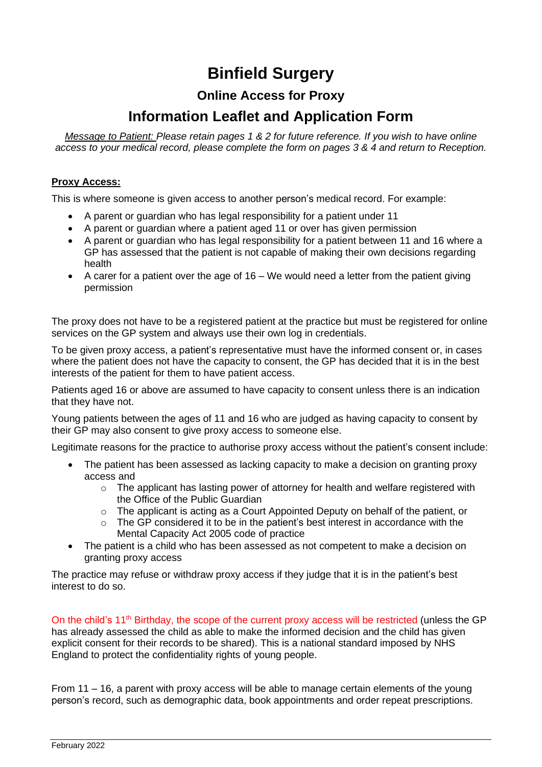# Binfield Surgery

## Online Access for Proxy

## Information Leaflet and Application Form

*Message to Patient: Please retain pages 1 & 2 for future reference. If you wish to have online access to your medical record, please complete the form on pages 3 & 4 and return to Reception.*

**Proxy Access:**

This is where someone is given access to another person's medical record. For example:

- A parent or guardian who has legal responsibility for a patient under 11
- A parent or guardian where a patient aged 11 or over has given permission
- A parent or guardian who has legal responsibility for a patient between 11 and 16 where a GP has assessed that the patient is not capable of making their own decisions regarding health
- A carer for a patient over the age of 16 – We would need a letter from the patient giving permission

The proxy does not have to be a registered patient at the practice but must be registered for online services on the GP system and always use their own log in credentials.

To be given proxy access, a patient's representative must have the informed consent or, in cases where the patient does not have the capacity to consent, the GP has decided that it is in the best interests of the patient for them to have patient access.

Patients aged 16 or above are assumed to have capacity to consent unless there is an indication that they have not.

Young patients between the ages of 11 and 16 who are judged as having capacity to consent by their GP may also consent to give proxy access to someone else.

Legitimate reasons for the practice to authorise proxy access without the patient's consent include:

- The patient has been assessed as lacking capacity to make a decision on granting proxy access and
  - The applicant has lasting power of attorney for health and welfare registered with the Office of the Public Guardian
  - The applicant is acting as a Court Appointed Deputy on behalf of the patient, or
  - The GP considered it to be in the patient's best interest in accordance with the Mental Capacity Act 2005 code of practice
- The patient is a child who has been assessed as not competent to make a decision on granting proxy access

The practice may refuse or withdraw proxy access if they judge that it is in the patient's best interest to do so.

On the child's 11th Birthday, the scope of the current proxy access will be restricted (unless the GP has already assessed the child as able to make the informed decision and the child has given explicit consent for their records to be shared). This is a national standard imposed by NHS England to protect the confidentiality rights of young people.

From 11 – 16, a parent with proxy access will be able to manage certain elements of the young person's record, such as demographic data, book appointments and order repeat prescriptions.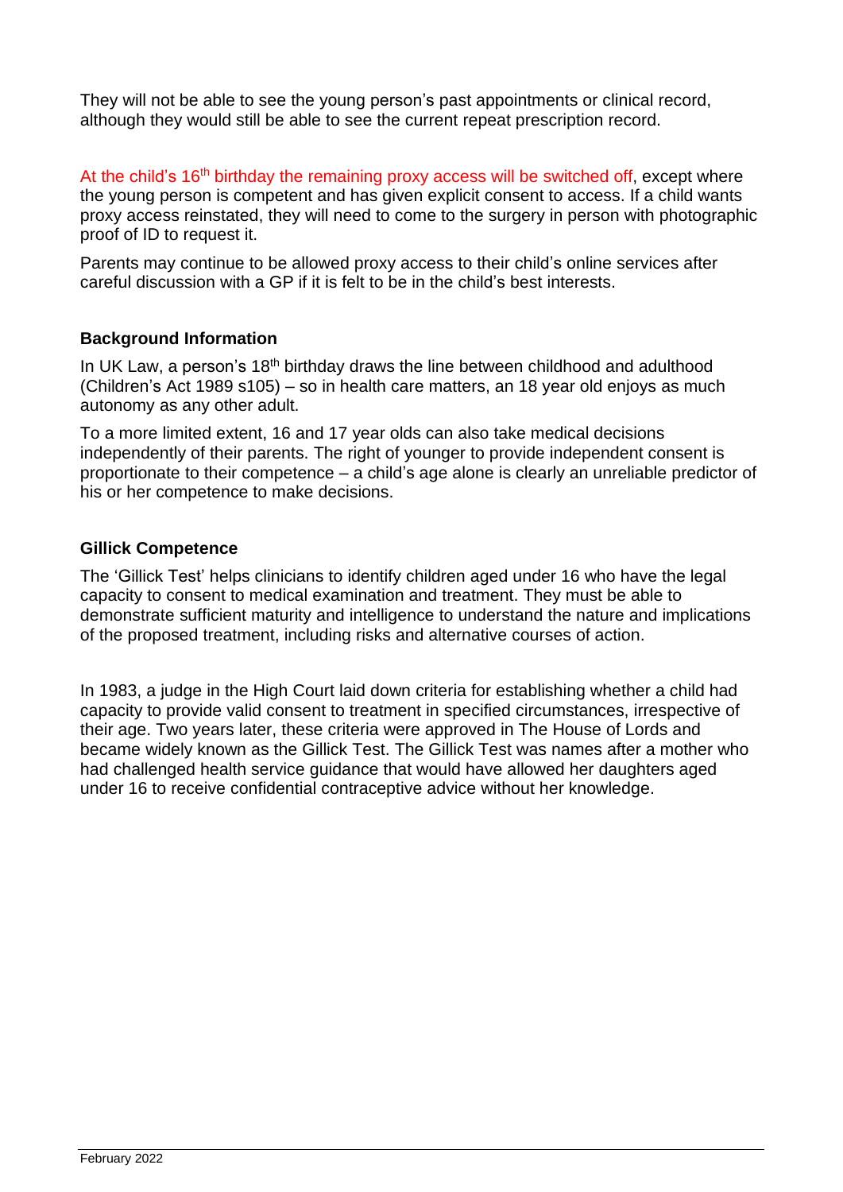They will not be able to see the young person's past appointments or clinical record, although they would still be able to see the current repeat prescription record.

At the child's 16th birthday the remaining proxy access will be switched off, except where the young person is competent and has given explicit consent to access. If a child wants proxy access reinstated, they will need to come to the surgery in person with photographic proof of ID to request it.

Parents may continue to be allowed proxy access to their child's online services after careful discussion with a GP if it is felt to be in the child's best interests.

**Background Information**

In UK Law, a person's 18th birthday draws the line between childhood and adulthood (Children's Act 1989 s105) – so in health care matters, an 18 year old enjoys as much autonomy as any other adult.

To a more limited extent, 16 and 17 year olds can also take medical decisions independently of their parents. The right of younger to provide independent consent is proportionate to their competence – a child's age alone is clearly an unreliable predictor of his or her competence to make decisions.

**Gillick Competence**

The 'Gillick Test' helps clinicians to identify children aged under 16 who have the legal capacity to consent to medical examination and treatment. They must be able to demonstrate sufficient maturity and intelligence to understand the nature and implications of the proposed treatment, including risks and alternative courses of action.

In 1983, a judge in the High Court laid down criteria for establishing whether a child had capacity to provide valid consent to treatment in specified circumstances, irrespective of their age. Two years later, these criteria were approved in The House of Lords and became widely known as the Gillick Test. The Gillick Test was names after a mother who had challenged health service guidance that would have allowed her daughters aged under 16 to receive confidential contraceptive advice without her knowledge.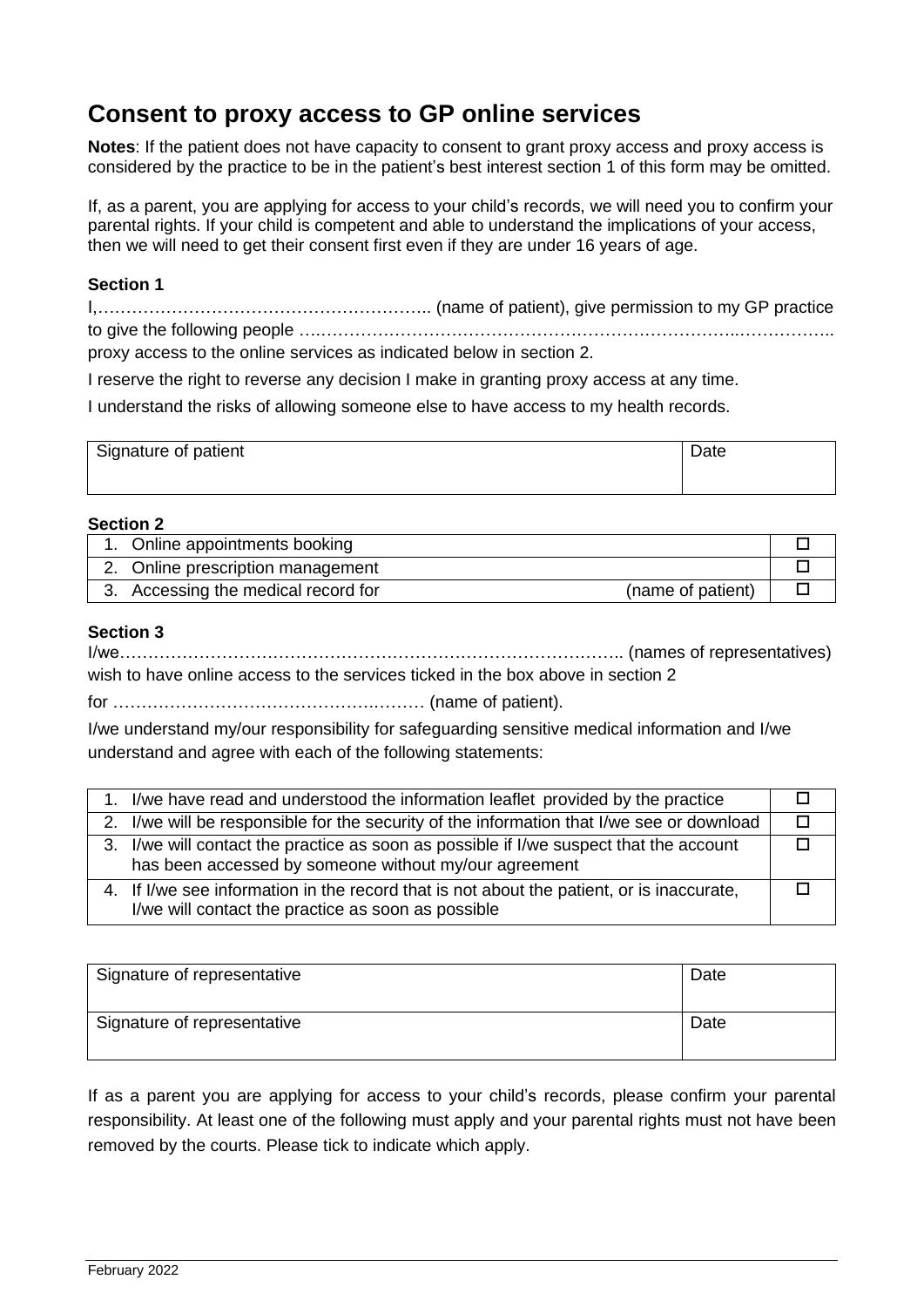# Consent to proxy access to GP online services

**Notes**: If the patient does not have capacity to consent to grant proxy access and proxy access is considered by the practice to be in the patient's best interest section 1 of this form may be omitted.

If, as a parent, you are applying for access to your child's records, we will need you to confirm your parental rights. If your child is competent and able to understand the implications of your access, then we will need to get their consent first even if they are under 16 years of age.

**Section 1**

I,………………………………………………….. (name of patient), give permission to my GP practice to give the following people ….…………….…………………………….……………..…………….. proxy access to the online services as indicated below in section 2.

I reserve the right to reverse any decision I make in granting proxy access at any time.

I understand the risks of allowing someone else to have access to my health records.

| Signature of patient | Date |
|---|---|
| | |

**Section 2**

| | | |
|---|---|---|
| 1. Online appointments booking | | ☐ |
| 2. Online prescription management | | ☐ |
| 3. Accessing the medical record for | (name of patient) | ☐ |

**Section 3**

I/we…………………………………………………………………………….. (names of representatives) wish to have online access to the services ticked in the box above in section 2

for ……………………………………….……… (name of patient).

I/we understand my/our responsibility for safeguarding sensitive medical information and I/we understand and agree with each of the following statements:

| | |
|---|---|
| 1. I/we have read and understood the information leaflet provided by the practice | ☐ |
| 2. I/we will be responsible for the security of the information that I/we see or download | ☐ |
| 3. I/we will contact the practice as soon as possible if I/we suspect that the account has been accessed by someone without my/our agreement | ☐ |
| 4. If I/we see information in the record that is not about the patient, or is inaccurate, I/we will contact the practice as soon as possible | ☐ |

| Signature of representative | Date |
|---|---|
| Signature of representative | Date |

If as a parent you are applying for access to your child's records, please confirm your parental responsibility. At least one of the following must apply and your parental rights must not have been removed by the courts. Please tick to indicate which apply.

February 2022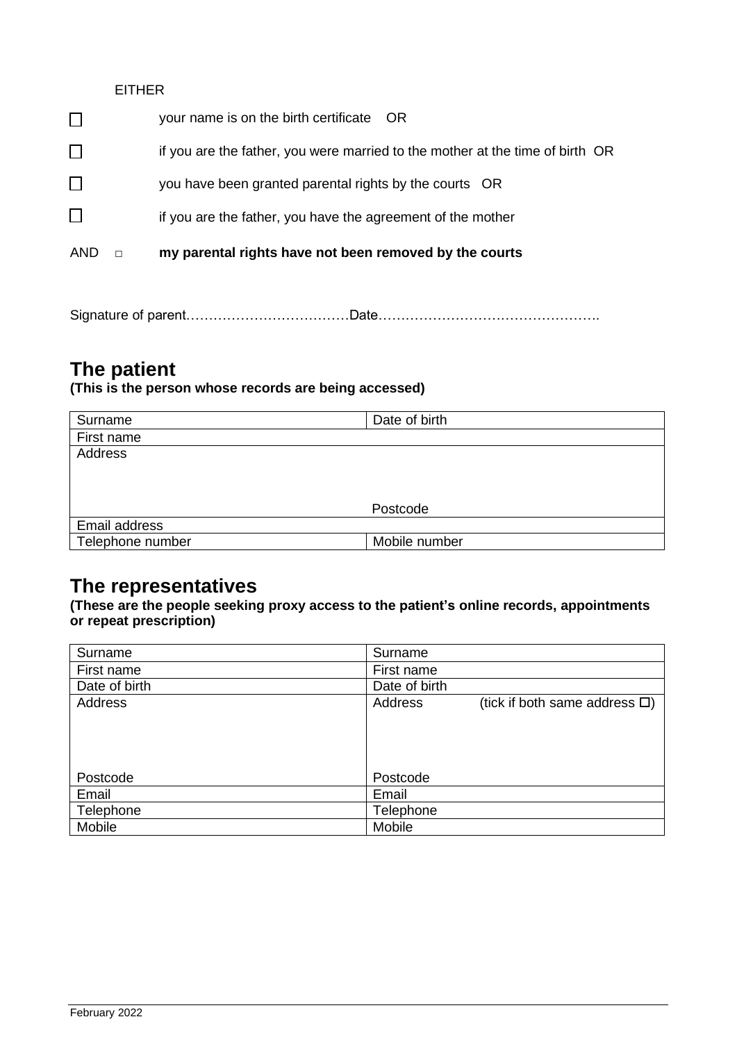EITHER

- ☐ your name is on the birth certificate OR
- ☐ if you are the father, you were married to the mother at the time of birth OR
- ☐ you have been granted parental rights by the courts OR
- ☐ if you are the father, you have the agreement of the mother

AND ☐ **my parental rights have not been removed by the courts**

Signature of parent………………………………Date………………………………………….

## The patient

**(This is the person whose records are being accessed)**

| Surname | Date of birth |
|---|---|
| First name | |
| Address<br><br><br>Postcode | |
| Email address | |
| Telephone number | Mobile number |

## The representatives

**(These are the people seeking proxy access to the patient's online records, appointments or repeat prescription)**

| Surname | Surname |
|---|---|
| First name | First name |
| Date of birth | Date of birth |
| Address<br><br><br>Postcode | Address (tick if both same address ☐)<br><br><br>Postcode |
| Email | Email |
| Telephone | Telephone |
| Mobile | Mobile |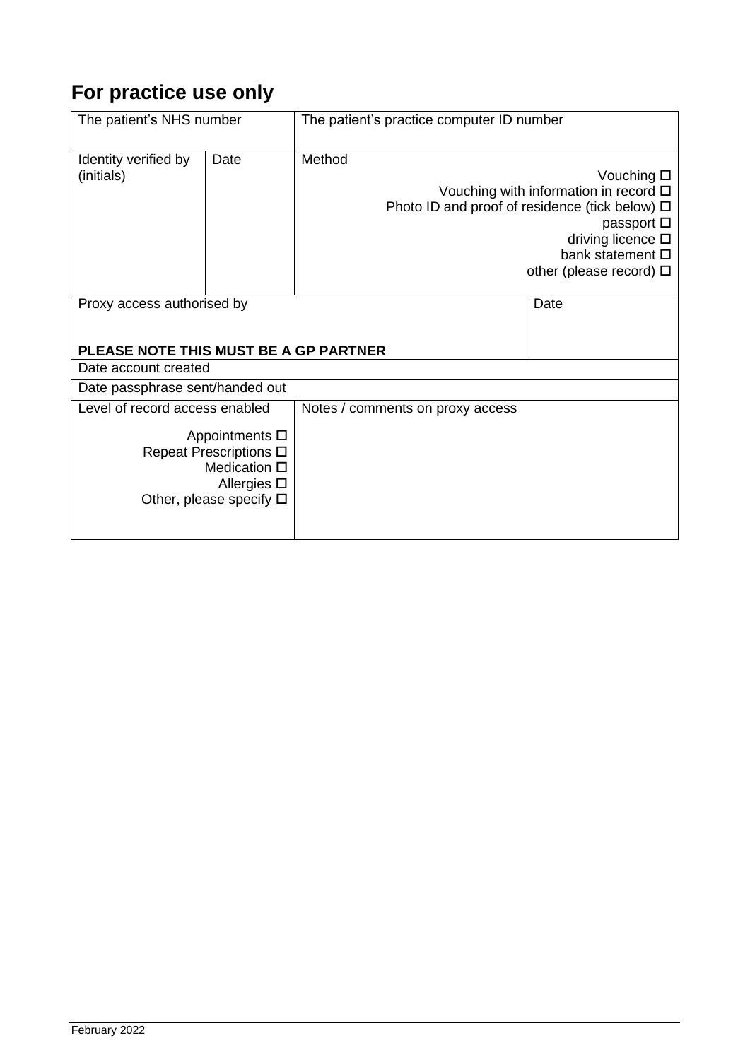## For practice use only

| | | | |
|---|---|---|---|
| The patient's NHS number | | The patient's practice computer ID number | |
| Identity verified by (initials) | Date | Method<br>Vouching ☐<br>Vouching with information in record ☐<br>Photo ID and proof of residence (tick below) ☐<br>passport ☐<br>driving licence ☐<br>bank statement ☐<br>other (please record) ☐ | |
| Proxy access authorised by<br><br>**PLEASE NOTE THIS MUST BE A GP PARTNER** | | | Date |
| Date account created | | | |
| Date passphrase sent/handed out | | | |
| Level of record access enabled<br>Appointments ☐<br>Repeat Prescriptions ☐<br>Medication ☐<br>Allergies ☐<br>Other, please specify ☐ | | Notes / comments on proxy access | |

February 2022